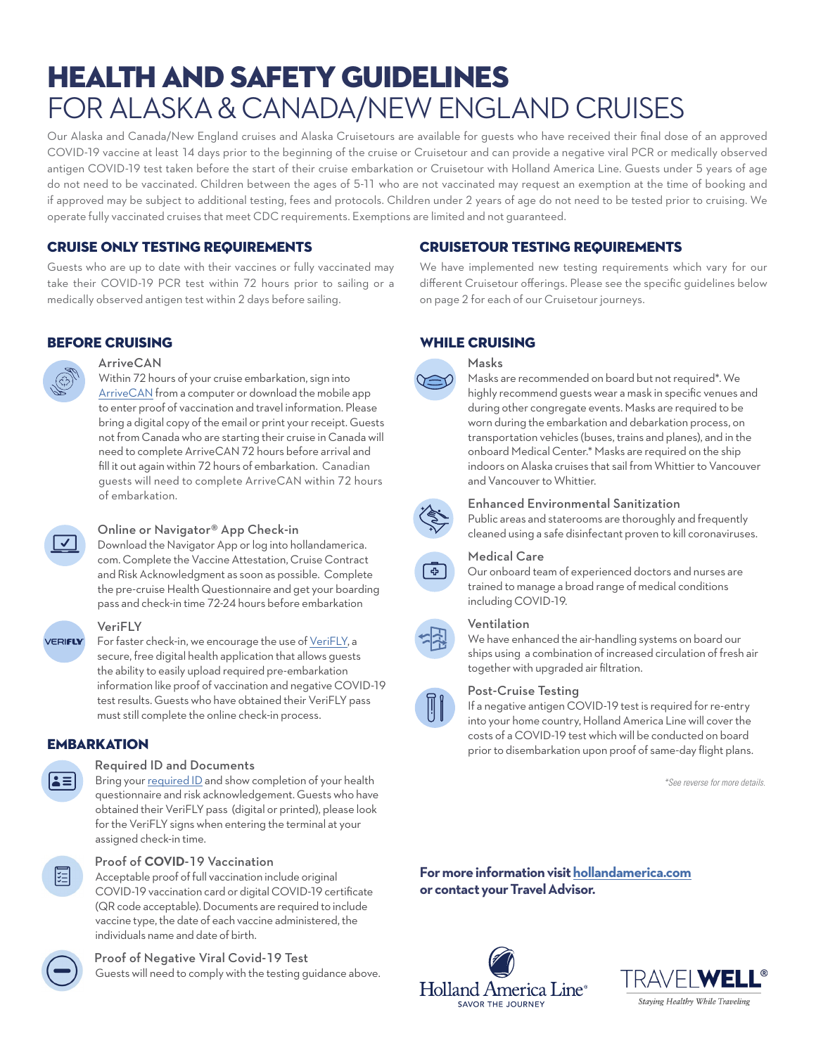# HEALTH AND SAFETY GUIDELINES
# FOR ALASKA & CANADA/NEW ENGLAND CRUISES

Our Alaska and Canada/New England cruises and Alaska Cruisetours are available for guests who have received their final dose of an approved COVID-19 vaccine at least 14 days prior to the beginning of the cruise or Cruisetour and can provide a negative viral PCR or medically observed antigen COVID-19 test taken before the start of their cruise embarkation or Cruisetour with Holland America Line. Guests under 5 years of age do not need to be vaccinated. Children between the ages of 5-11 who are not vaccinated may request an exemption at the time of booking and if approved may be subject to additional testing, fees and protocols. Children under 2 years of age do not need to be tested prior to cruising. We operate fully vaccinated cruises that meet CDC requirements. Exemptions are limited and not guaranteed.

## CRUISE ONLY TESTING REQUIREMENTS

Guests who are up to date with their vaccines or fully vaccinated may take their COVID-19 PCR test within 72 hours prior to sailing or a medically observed antigen test within 2 days before sailing.

## CRUISETOUR TESTING REQUIREMENTS

We have implemented new testing requirements which vary for our different Cruisetour offerings. Please see the specific guidelines below on page 2 for each of our Cruisetour journeys.

## BEFORE CRUISING

### ArriveCAN

Within 72 hours of your cruise embarkation, sign into ArriveCAN from a computer or download the mobile app to enter proof of vaccination and travel information. Please bring a digital copy of the email or print your receipt. Guests not from Canada who are starting their cruise in Canada will need to complete ArriveCAN 72 hours before arrival and fill it out again within 72 hours of embarkation. Canadian guests will need to complete ArriveCAN within 72 hours of embarkation.

### Online or Navigator® App Check-in

Download the Navigator App or log into hollandamerica.com. Complete the Vaccine Attestation, Cruise Contract and Risk Acknowledgment as soon as possible. Complete the pre-cruise Health Questionnaire and get your boarding pass and check-in time 72-24 hours before embarkation

### VeriFLY

For faster check-in, we encourage the use of VeriFLY, a secure, free digital health application that allows guests the ability to easily upload required pre-embarkation information like proof of vaccination and negative COVID-19 test results. Guests who have obtained their VeriFLY pass must still complete the online check-in process.

## EMBARKATION

### Required ID and Documents

Bring your required ID and show completion of your health questionnaire and risk acknowledgement. Guests who have obtained their VeriFLY pass (digital or printed), please look for the VeriFLY signs when entering the terminal at your assigned check-in time.

### Proof of COVID-19 Vaccination

Acceptable proof of full vaccination include original COVID-19 vaccination card or digital COVID-19 certificate (QR code acceptable). Documents are required to include vaccine type, the date of each vaccine administered, the individuals name and date of birth.

### Proof of Negative Viral Covid-19 Test

Guests will need to comply with the testing guidance above.

## WHILE CRUISING

### Masks

Masks are recommended on board but not required*. We highly recommend guests wear a mask in specific venues and during other congregate events. Masks are required to be worn during the embarkation and debarkation process, on transportation vehicles (buses, trains and planes), and in the onboard Medical Center.* Masks are required on the ship indoors on Alaska cruises that sail from Whittier to Vancouver and Vancouver to Whittier.

### Enhanced Environmental Sanitization

Public areas and staterooms are thoroughly and frequently cleaned using a safe disinfectant proven to kill coronaviruses.

### Medical Care

Our onboard team of experienced doctors and nurses are trained to manage a broad range of medical conditions including COVID-19.

### Ventilation

We have enhanced the air-handling systems on board our ships using a combination of increased circulation of fresh air together with upgraded air filtration.

### Post-Cruise Testing

If a negative antigen COVID-19 test is required for re-entry into your home country, Holland America Line will cover the costs of a COVID-19 test which will be conducted on board prior to disembarkation upon proof of same-day flight plans.

*\*See reverse for more details.*

**For more information visit hollandamerica.com or contact your Travel Advisor.**

Holland America Line® SAVOR THE JOURNEY

TRAVELWELL® Staying Healthy While Traveling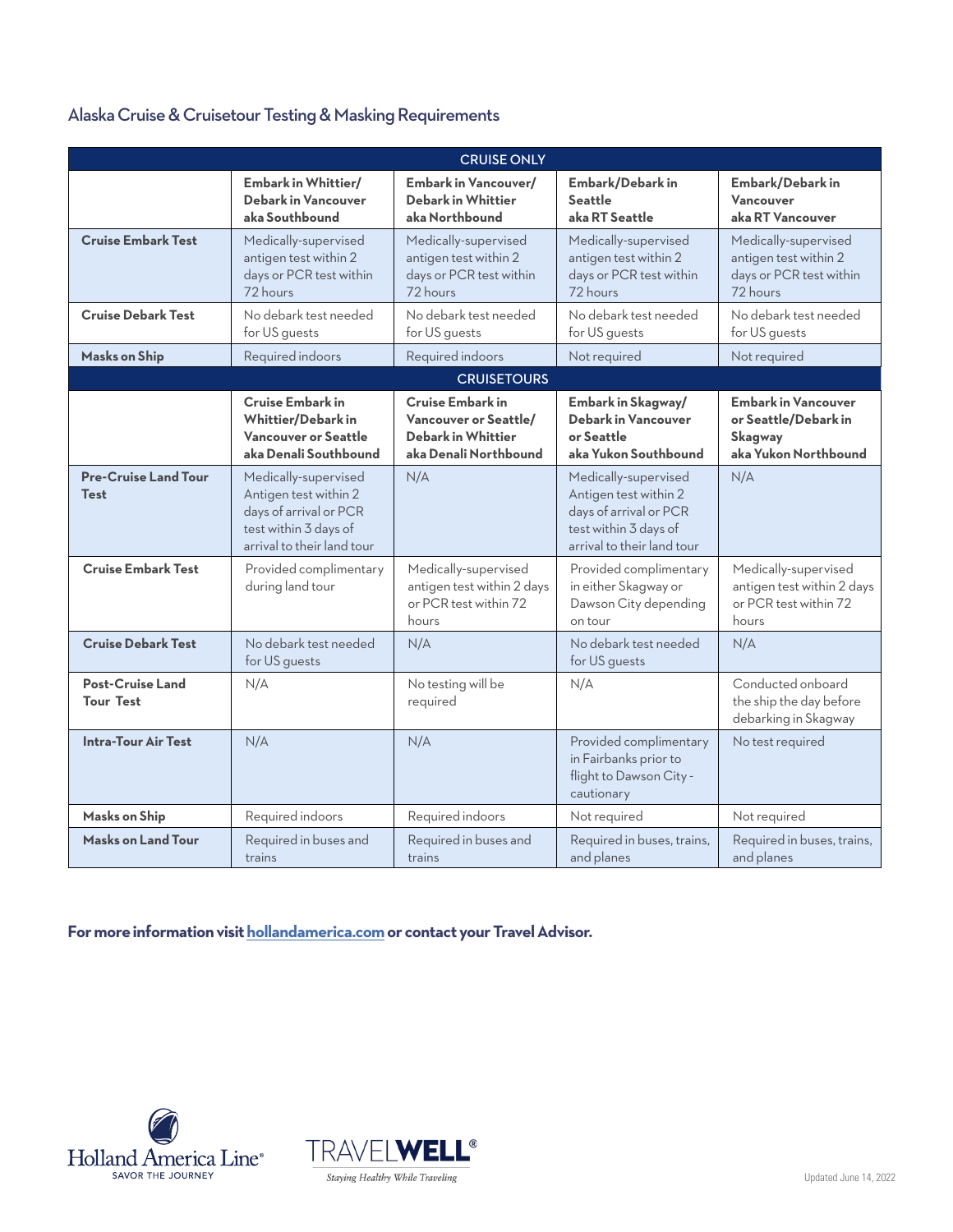## Alaska Cruise & Cruisetour Testing & Masking Requirements

| CRUISE ONLY | | | | |
|---|---|---|---|---|
| | **Embark in Whittier/ Debark in Vancouver aka Southbound** | **Embark in Vancouver/ Debark in Whittier aka Northbound** | **Embark/Debark in Seattle aka RT Seattle** | **Embark/Debark in Vancouver aka RT Vancouver** |
| **Cruise Embark Test** | Medically-supervised antigen test within 2 days or PCR test within 72 hours | Medically-supervised antigen test within 2 days or PCR test within 72 hours | Medically-supervised antigen test within 2 days or PCR test within 72 hours | Medically-supervised antigen test within 2 days or PCR test within 72 hours |
| **Cruise Debark Test** | No debark test needed for US guests | No debark test needed for US guests | No debark test needed for US guests | No debark test needed for US guests |
| **Masks on Ship** | Required indoors | Required indoors | Not required | Not required |
| **CRUISETOURS** | | | | |
| | **Cruise Embark in Whittier/Debark in Vancouver or Seattle aka Denali Southbound** | **Cruise Embark in Vancouver or Seattle/ Debark in Whittier aka Denali Northbound** | **Embark in Skagway/ Debark in Vancouver or Seattle aka Yukon Southbound** | **Embark in Vancouver or Seattle/Debark in Skagway aka Yukon Northbound** |
| **Pre-Cruise Land Tour Test** | Medically-supervised Antigen test within 2 days of arrival or PCR test within 3 days of arrival to their land tour | N/A | Medically-supervised Antigen test within 2 days of arrival or PCR test within 3 days of arrival to their land tour | N/A |
| **Cruise Embark Test** | Provided complimentary during land tour | Medically-supervised antigen test within 2 days or PCR test within 72 hours | Provided complimentary in either Skagway or Dawson City depending on tour | Medically-supervised antigen test within 2 days or PCR test within 72 hours |
| **Cruise Debark Test** | No debark test needed for US guests | N/A | No debark test needed for US guests | N/A |
| **Post-Cruise Land Tour Test** | N/A | No testing will be required | N/A | Conducted onboard the ship the day before debarking in Skagway |
| **Intra-Tour Air Test** | N/A | N/A | Provided complimentary in Fairbanks prior to flight to Dawson City - cautionary | No test required |
| **Masks on Ship** | Required indoors | Required indoors | Not required | Not required |
| **Masks on Land Tour** | Required in buses and trains | Required in buses and trains | Required in buses, trains, and planes | Required in buses, trains, and planes |

**For more information visit [hollandamerica.com](hollandamerica.com) or contact your Travel Advisor.**

Holland America Line® SAVOR THE JOURNEY

TRAVELWELL® *Staying Healthy While Traveling*

Updated June 14, 2022